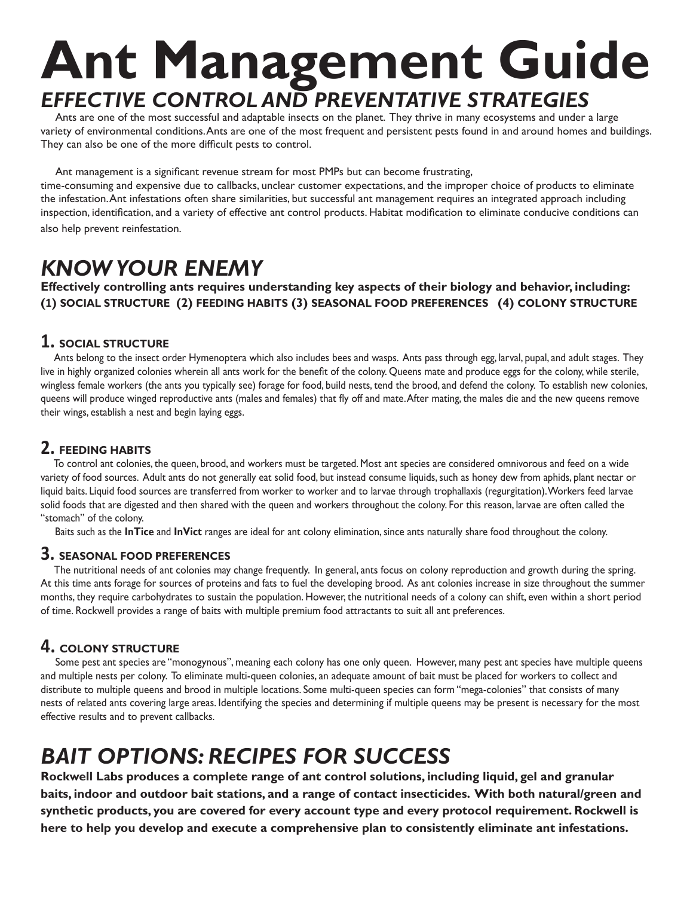# Ant Management Guide

## *EFFECTIVE CONTROL AND PREVENTATIVE STRATEGIES*

Ants are one of the most successful and adaptable insects on the planet. They thrive in many ecosystems and under a large variety of environmental conditions. Ants are one of the most frequent and persistent pests found in and around homes and buildings. They can also be one of the more difficult pests to control.

Ant management is a significant revenue stream for most PMPs but can become frustrating, time-consuming and expensive due to callbacks, unclear customer expectations, and the improper choice of products to eliminate the infestation. Ant infestations often share similarities, but successful ant management requires an integrated approach including inspection, identification, and a variety of effective ant control products. Habitat modification to eliminate conducive conditions can also help prevent reinfestation.

## *KNOW YOUR ENEMY*

**Effectively controlling ants requires understanding key aspects of their biology and behavior, including: (1) SOCIAL STRUCTURE (2) FEEDING HABITS (3) SEASONAL FOOD PREFERENCES (4) COLONY STRUCTURE**

### 1. SOCIAL STRUCTURE

Ants belong to the insect order Hymenoptera which also includes bees and wasps. Ants pass through egg, larval, pupal, and adult stages. They live in highly organized colonies wherein all ants work for the benefit of the colony. Queens mate and produce eggs for the colony, while sterile, wingless female workers (the ants you typically see) forage for food, build nests, tend the brood, and defend the colony. To establish new colonies, queens will produce winged reproductive ants (males and females) that fly off and mate. After mating, the males die and the new queens remove their wings, establish a nest and begin laying eggs.

### 2. FEEDING HABITS

To control ant colonies, the queen, brood, and workers must be targeted. Most ant species are considered omnivorous and feed on a wide variety of food sources. Adult ants do not generally eat solid food, but instead consume liquids, such as honey dew from aphids, plant nectar or liquid baits. Liquid food sources are transferred from worker to worker and to larvae through trophallaxis (regurgitation). Workers feed larvae solid foods that are digested and then shared with the queen and workers throughout the colony. For this reason, larvae are often called the "stomach" of the colony.

Baits such as the **InTice** and **InVict** ranges are ideal for ant colony elimination, since ants naturally share food throughout the colony.

### 3. SEASONAL FOOD PREFERENCES

The nutritional needs of ant colonies may change frequently. In general, ants focus on colony reproduction and growth during the spring. At this time ants forage for sources of proteins and fats to fuel the developing brood. As ant colonies increase in size throughout the summer months, they require carbohydrates to sustain the population. However, the nutritional needs of a colony can shift, even within a short period of time. Rockwell provides a range of baits with multiple premium food attractants to suit all ant preferences.

### 4. COLONY STRUCTURE

Some pest ant species are "monogynous", meaning each colony has one only queen. However, many pest ant species have multiple queens and multiple nests per colony. To eliminate multi-queen colonies, an adequate amount of bait must be placed for workers to collect and distribute to multiple queens and brood in multiple locations. Some multi-queen species can form "mega-colonies" that consists of many nests of related ants covering large areas. Identifying the species and determining if multiple queens may be present is necessary for the most effective results and to prevent callbacks.

## *BAIT OPTIONS: RECIPES FOR SUCCESS*

**Rockwell Labs produces a complete range of ant control solutions, including liquid, gel and granular baits, indoor and outdoor bait stations, and a range of contact insecticides. With both natural/green and synthetic products, you are covered for every account type and every protocol requirement. Rockwell is here to help you develop and execute a comprehensive plan to consistently eliminate ant infestations.**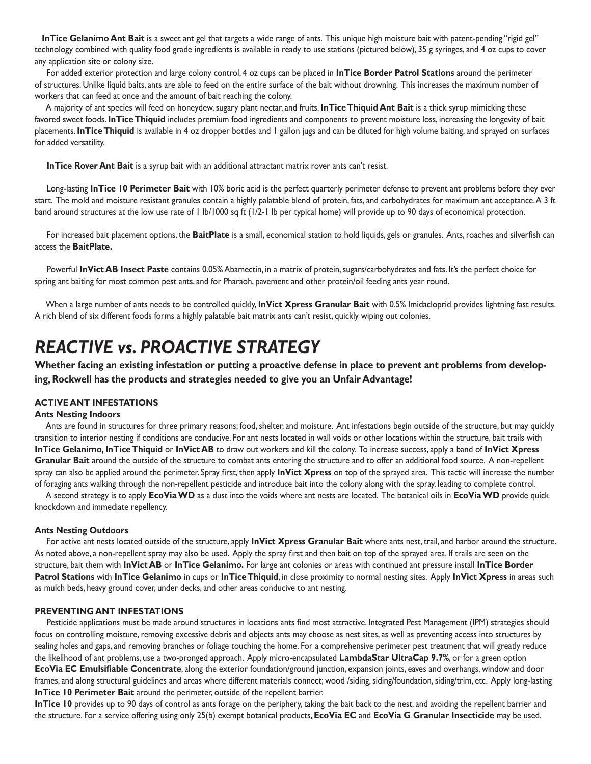**InTice Gelanimo Ant Bait** is a sweet ant gel that targets a wide range of ants. This unique high moisture bait with patent-pending "rigid gel" technology combined with quality food grade ingredients is available in ready to use stations (pictured below), 35 g syringes, and 4 oz cups to cover any application site or colony size.

For added exterior protection and large colony control, 4 oz cups can be placed in **InTice Border Patrol Stations** around the perimeter of structures. Unlike liquid baits, ants are able to feed on the entire surface of the bait without drowning. This increases the maximum number of workers that can feed at once and the amount of bait reaching the colony.

A majority of ant species will feed on honeydew, sugary plant nectar, and fruits. **InTice Thiquid Ant Bait** is a thick syrup mimicking these favored sweet foods. **InTice Thiquid** includes premium food ingredients and components to prevent moisture loss, increasing the longevity of bait placements. **InTice Thiquid** is available in 4 oz dropper bottles and 1 gallon jugs and can be diluted for high volume baiting, and sprayed on surfaces for added versatility.

**InTice Rover Ant Bait** is a syrup bait with an additional attractant matrix rover ants can't resist.

Long-lasting **InTice 10 Perimeter Bait** with 10% boric acid is the perfect quarterly perimeter defense to prevent ant problems before they ever start. The mold and moisture resistant granules contain a highly palatable blend of protein, fats, and carbohydrates for maximum ant acceptance. A 3 ft band around structures at the low use rate of 1 lb/1000 sq ft (1/2-1 lb per typical home) will provide up to 90 days of economical protection.

For increased bait placement options, the **BaitPlate** is a small, economical station to hold liquids, gels or granules. Ants, roaches and silverfish can access the **BaitPlate.**

Powerful **InVict AB Insect Paste** contains 0.05% Abamectin, in a matrix of protein, sugars/carbohydrates and fats. It's the perfect choice for spring ant baiting for most common pest ants, and for Pharaoh, pavement and other protein/oil feeding ants year round.

When a large number of ants needs to be controlled quickly, **InVict Xpress Granular Bait** with 0.5% Imidacloprid provides lightning fast results. A rich blend of six different foods forms a highly palatable bait matrix ants can't resist, quickly wiping out colonies.

# *REACTIVE vs. PROACTIVE STRATEGY*

**Whether facing an existing infestation or putting a proactive defense in place to prevent ant problems from developing, Rockwell has the products and strategies needed to give you an Unfair Advantage!**

### ACTIVE ANT INFESTATIONS

**Ants Nesting Indoors**

Ants are found in structures for three primary reasons; food, shelter, and moisture. Ant infestations begin outside of the structure, but may quickly transition to interior nesting if conditions are conducive. For ant nests located in wall voids or other locations within the structure, bait trails with **InTice Gelanimo, InTice Thiquid** or **InVict AB** to draw out workers and kill the colony. To increase success, apply a band of **InVict Xpress Granular Bait** around the outside of the structure to combat ants entering the structure and to offer an additional food source. A non-repellent spray can also be applied around the perimeter. Spray first, then apply **InVict Xpress** on top of the sprayed area. This tactic will increase the number of foraging ants walking through the non-repellent pesticide and introduce bait into the colony along with the spray, leading to complete control.

A second strategy is to apply **EcoVia WD** as a dust into the voids where ant nests are located. The botanical oils in **EcoVia WD** provide quick knockdown and immediate repellency.

**Ants Nesting Outdoors**

For active ant nests located outside of the structure, apply **InVict Xpress Granular Bait** where ants nest, trail, and harbor around the structure. As noted above, a non-repellent spray may also be used. Apply the spray first and then bait on top of the sprayed area. If trails are seen on the structure, bait them with **InVict AB** or **InTice Gelanimo.** For large ant colonies or areas with continued ant pressure install **InTice Border Patrol Stations** with **InTice Gelanimo** in cups or **InTice Thiquid**, in close proximity to normal nesting sites. Apply **InVict Xpress** in areas such as mulch beds, heavy ground cover, under decks, and other areas conducive to ant nesting.

### PREVENTING ANT INFESTATIONS

Pesticide applications must be made around structures in locations ants find most attractive. Integrated Pest Management (IPM) strategies should focus on controlling moisture, removing excessive debris and objects ants may choose as nest sites, as well as preventing access into structures by sealing holes and gaps, and removing branches or foliage touching the home. For a comprehensive perimeter pest treatment that will greatly reduce the likelihood of ant problems, use a two-pronged approach. Apply micro-encapsulated **LambdaStar UltraCap 9.7%**, or for a green option **EcoVia EC Emulsifiable Concentrate**, along the exterior foundation/ground junction, expansion joints, eaves and overhangs, window and door frames, and along structural guidelines and areas where different materials connect; wood /siding, siding/foundation, siding/trim, etc. Apply long-lasting **InTice 10 Perimeter Bait** around the perimeter, outside of the repellent barrier.

**InTice 10** provides up to 90 days of control as ants forage on the periphery, taking the bait back to the nest, and avoiding the repellent barrier and the structure. For a service offering using only 25(b) exempt botanical products, **EcoVia EC** and **EcoVia G Granular Insecticide** may be used.